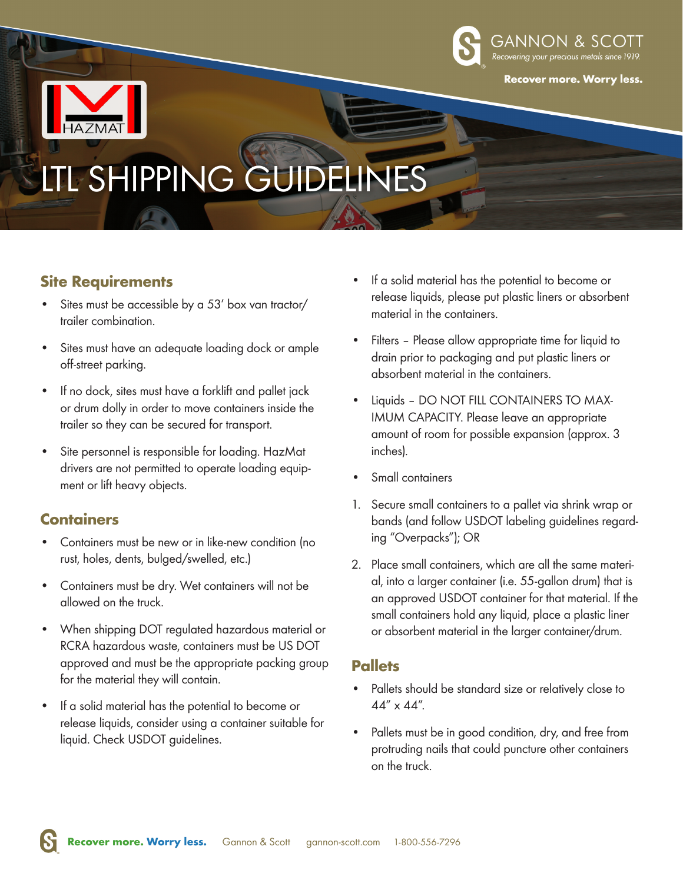# LTL SHIPPING GUIDELINES

## Site Requirements

- Sites must be accessible by a 53′ box van tractor/trailer combination.
- Sites must have an adequate loading dock or ample off-street parking.
- If no dock, sites must have a forklift and pallet jack or drum dolly in order to move containers inside the trailer so they can be secured for transport.
- Site personnel is responsible for loading. HazMat drivers are not permitted to operate loading equipment or lift heavy objects.

## Containers

- Containers must be new or in like-new condition (no rust, holes, dents, bulged/swelled, etc.)
- Containers must be dry. Wet containers will not be allowed on the truck.
- When shipping DOT regulated hazardous material or RCRA hazardous waste, containers must be US DOT approved and must be the appropriate packing group for the material they will contain.
- If a solid material has the potential to become or release liquids, consider using a container suitable for liquid. Check USDOT guidelines.
- If a solid material has the potential to become or release liquids, please put plastic liners or absorbent material in the containers.
- Filters – Please allow appropriate time for liquid to drain prior to packaging and put plastic liners or absorbent material in the containers.
- Liquids – DO NOT FILL CONTAINERS TO MAXIMUM CAPACITY. Please leave an appropriate amount of room for possible expansion (approx. 3 inches).
- Small containers

1. Secure small containers to a pallet via shrink wrap or bands (and follow USDOT labeling guidelines regarding "Overpacks"); OR
2. Place small containers, which are all the same material, into a larger container (i.e. 55-gallon drum) that is an approved USDOT container for that material. If the small containers hold any liquid, place a plastic liner or absorbent material in the larger container/drum.

## Pallets

- Pallets should be standard size or relatively close to 44″ x 44″.
- Pallets must be in good condition, dry, and free from protruding nails that could puncture other containers on the truck.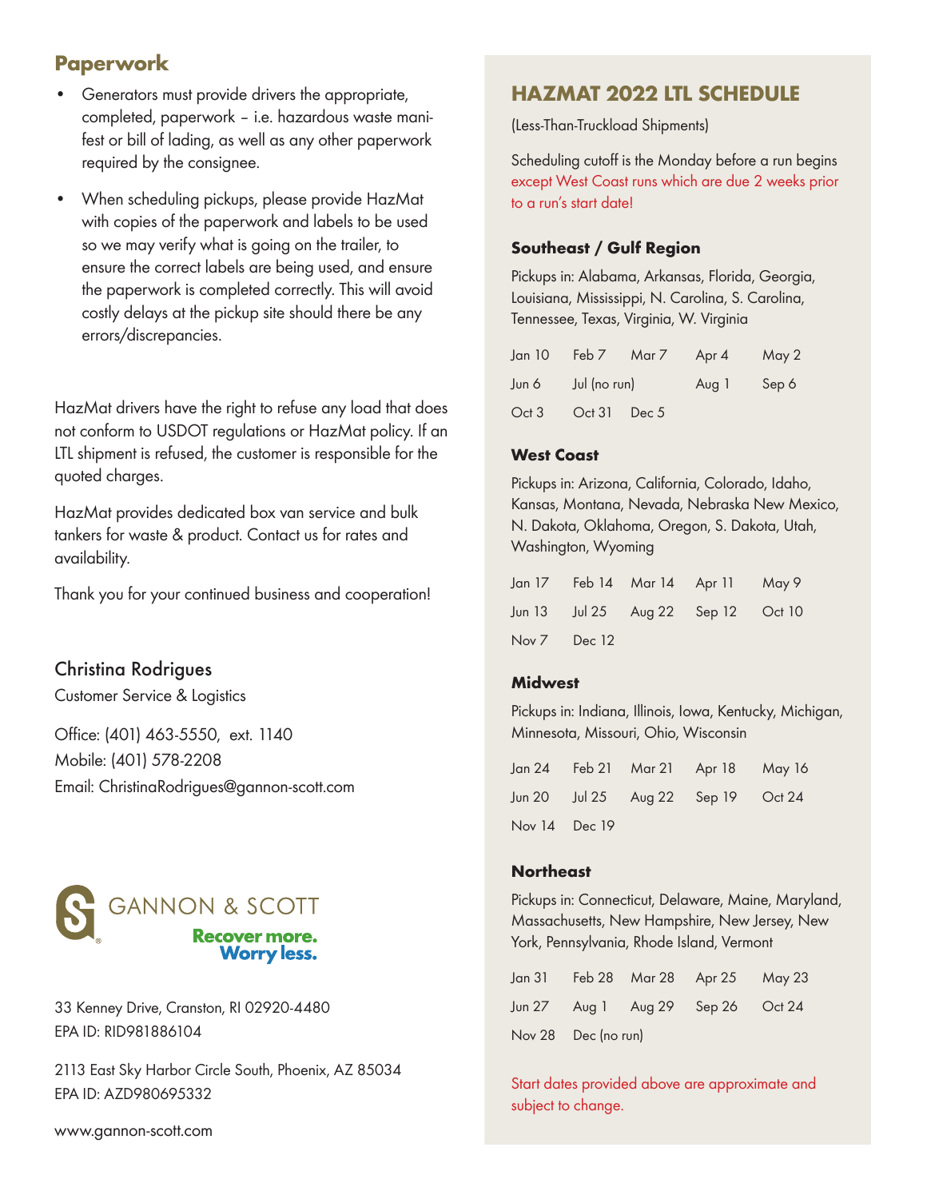## Paperwork

- Generators must provide drivers the appropriate, completed, paperwork – i.e. hazardous waste manifest or bill of lading, as well as any other paperwork required by the consignee.
- When scheduling pickups, please provide HazMat with copies of the paperwork and labels to be used so we may verify what is going on the trailer, to ensure the correct labels are being used, and ensure the paperwork is completed correctly. This will avoid costly delays at the pickup site should there be any errors/discrepancies.

HazMat drivers have the right to refuse any load that does not conform to USDOT regulations or HazMat policy. If an LTL shipment is refused, the customer is responsible for the quoted charges.

HazMat provides dedicated box van service and bulk tankers for waste & product. Contact us for rates and availability.

Thank you for your continued business and cooperation!

Christina Rodrigues
Customer Service & Logistics

Office: (401) 463-5550, ext. 1140
Mobile: (401) 578-2208
Email: ChristinaRodrigues@gannon-scott.com

GANNON & SCOTT
Recover more.
Worry less.

33 Kenney Drive, Cranston, RI 02920-4480
EPA ID: RID981886104

2113 East Sky Harbor Circle South, Phoenix, AZ 85034
EPA ID: AZD980695332

www.gannon-scott.com

## HAZMAT 2022 LTL SCHEDULE

(Less-Than-Truckload Shipments)

Scheduling cutoff is the Monday before a run begins except West Coast runs which are due 2 weeks prior to a run's start date!

### Southeast / Gulf Region

Pickups in: Alabama, Arkansas, Florida, Georgia, Louisiana, Mississippi, N. Carolina, S. Carolina, Tennessee, Texas, Virginia, W. Virginia

| | | | | |
|---|---|---|---|---|
| Jan 10 | Feb 7 | Mar 7 | Apr 4 | May 2 |
| Jun 6 | Jul (no run) | | Aug 1 | Sep 6 |
| Oct 3 | Oct 31 | Dec 5 | | |

### West Coast

Pickups in: Arizona, California, Colorado, Idaho, Kansas, Montana, Nevada, Nebraska New Mexico, N. Dakota, Oklahoma, Oregon, S. Dakota, Utah, Washington, Wyoming

| | | | | |
|---|---|---|---|---|
| Jan 17 | Feb 14 | Mar 14 | Apr 11 | May 9 |
| Jun 13 | Jul 25 | Aug 22 | Sep 12 | Oct 10 |
| Nov 7 | Dec 12 | | | |

### Midwest

Pickups in: Indiana, Illinois, Iowa, Kentucky, Michigan, Minnesota, Missouri, Ohio, Wisconsin

| | | | | |
|---|---|---|---|---|
| Jan 24 | Feb 21 | Mar 21 | Apr 18 | May 16 |
| Jun 20 | Jul 25 | Aug 22 | Sep 19 | Oct 24 |
| Nov 14 | Dec 19 | | | |

### Northeast

Pickups in: Connecticut, Delaware, Maine, Maryland, Massachusetts, New Hampshire, New Jersey, New York, Pennsylvania, Rhode Island, Vermont

| | | | | |
|---|---|---|---|---|
| Jan 31 | Feb 28 | Mar 28 | Apr 25 | May 23 |
| Jun 27 | Aug 1 | Aug 29 | Sep 26 | Oct 24 |
| Nov 28 | Dec (no run) | | | |

Start dates provided above are approximate and subject to change.